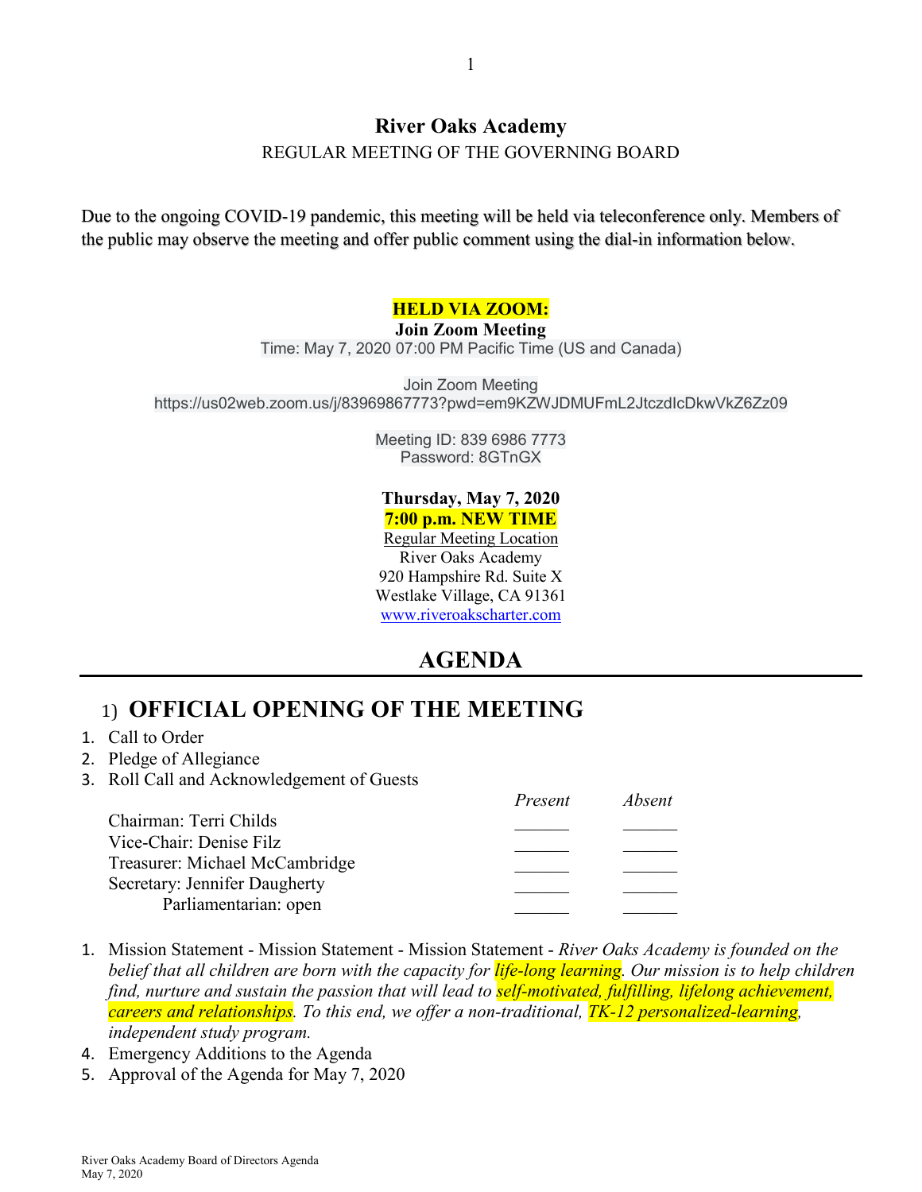# River Oaks Academy

REGULAR MEETING OF THE GOVERNING BOARD

Due to the ongoing COVID-19 pandemic, this meeting will be held via teleconference only. Members of the public may observe the meeting and offer public comment using the dial-in information below.

**HELD VIA ZOOM:**

**Join Zoom Meeting**

Time: May 7, 2020 07:00 PM Pacific Time (US and Canada)

Join Zoom Meeting

https://us02web.zoom.us/j/83969867773?pwd=em9KZWJDMUFmL2JtczdIcDkwVkZ6Zz09

Meeting ID: 839 6986 7773

Password: 8GTnGX

**Thursday, May 7, 2020**

**7:00 p.m. NEW TIME**

Regular Meeting Location

River Oaks Academy

920 Hampshire Rd. Suite X

Westlake Village, CA 91361

www.riveroakscharter.com

## AGENDA

## 1) OFFICIAL OPENING OF THE MEETING

1. Call to Order
2. Pledge of Allegiance
3. Roll Call and Acknowledgement of Guests

| | *Present* | *Absent* |
|---|---|---|
| Chairman: Terri Childs | ______ | ______ |
| Vice-Chair: Denise Filz | ______ | ______ |
| Treasurer: Michael McCambridge | ______ | ______ |
| Secretary: Jennifer Daugherty | ______ | ______ |
| Parliamentarian: open | ______ | ______ |

1. Mission Statement - Mission Statement - Mission Statement - *River Oaks Academy is founded on the belief that all children are born with the capacity for life-long learning. Our mission is to help children find, nurture and sustain the passion that will lead to self-motivated, fulfilling, lifelong achievement, careers and relationships. To this end, we offer a non-traditional, TK-12 personalized-learning, independent study program.*
4. Emergency Additions to the Agenda
5. Approval of the Agenda for May 7, 2020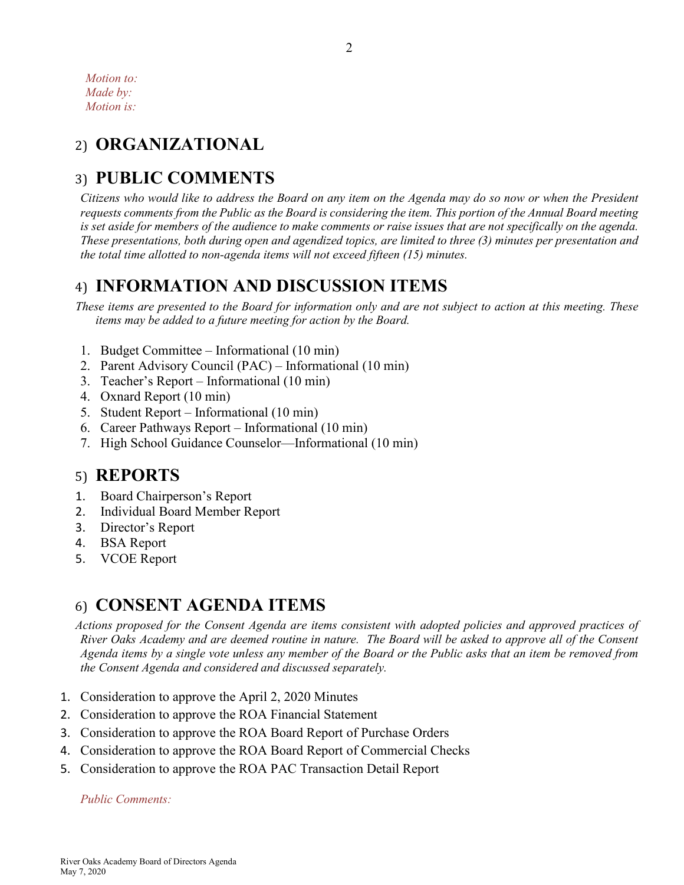*Motion to:*
*Made by:*
*Motion is:*

## 2) ORGANIZATIONAL

## 3) PUBLIC COMMENTS

*Citizens who would like to address the Board on any item on the Agenda may do so now or when the President requests comments from the Public as the Board is considering the item. This portion of the Annual Board meeting is set aside for members of the audience to make comments or raise issues that are not specifically on the agenda. These presentations, both during open and agendized topics, are limited to three (3) minutes per presentation and the total time allotted to non-agenda items will not exceed fifteen (15) minutes.*

## 4) INFORMATION AND DISCUSSION ITEMS

*These items are presented to the Board for information only and are not subject to action at this meeting. These items may be added to a future meeting for action by the Board.*

1. Budget Committee – Informational (10 min)
2. Parent Advisory Council (PAC) – Informational (10 min)
3. Teacher's Report – Informational (10 min)
4. Oxnard Report (10 min)
5. Student Report – Informational (10 min)
6. Career Pathways Report – Informational (10 min)
7. High School Guidance Counselor—Informational (10 min)

## 5) REPORTS

1. Board Chairperson's Report
2. Individual Board Member Report
3. Director's Report
4. BSA Report
5. VCOE Report

## 6) CONSENT AGENDA ITEMS

*Actions proposed for the Consent Agenda are items consistent with adopted policies and approved practices of River Oaks Academy and are deemed routine in nature. The Board will be asked to approve all of the Consent Agenda items by a single vote unless any member of the Board or the Public asks that an item be removed from the Consent Agenda and considered and discussed separately.*

1. Consideration to approve the April 2, 2020 Minutes
2. Consideration to approve the ROA Financial Statement
3. Consideration to approve the ROA Board Report of Purchase Orders
4. Consideration to approve the ROA Board Report of Commercial Checks
5. Consideration to approve the ROA PAC Transaction Detail Report

*Public Comments:*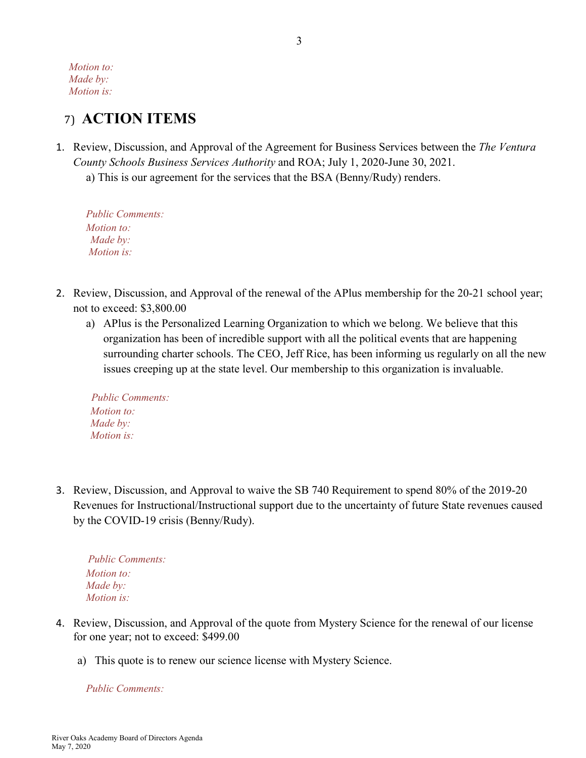*Motion to:*
*Made by:*
*Motion is:*

## 7) ACTION ITEMS

1. Review, Discussion, and Approval of the Agreement for Business Services between the *The Ventura County Schools Business Services Authority* and ROA; July 1, 2020-June 30, 2021.
   a) This is our agreement for the services that the BSA (Benny/Rudy) renders.

   *Public Comments:*
   *Motion to:*
   *Made by:*
   *Motion is:*

2. Review, Discussion, and Approval of the renewal of the APlus membership for the 20-21 school year; not to exceed: $3,800.00
   a) APlus is the Personalized Learning Organization to which we belong. We believe that this organization has been of incredible support with all the political events that are happening surrounding charter schools. The CEO, Jeff Rice, has been informing us regularly on all the new issues creeping up at the state level. Our membership to this organization is invaluable.

   *Public Comments:*
   *Motion to:*
   *Made by:*
   *Motion is:*

3. Review, Discussion, and Approval to waive the SB 740 Requirement to spend 80% of the 2019-20 Revenues for Instructional/Instructional support due to the uncertainty of future State revenues caused by the COVID-19 crisis (Benny/Rudy).

   *Public Comments:*
   *Motion to:*
   *Made by:*
   *Motion is:*

4. Review, Discussion, and Approval of the quote from Mystery Science for the renewal of our license for one year; not to exceed: $499.00

   a) This quote is to renew our science license with Mystery Science.

   *Public Comments:*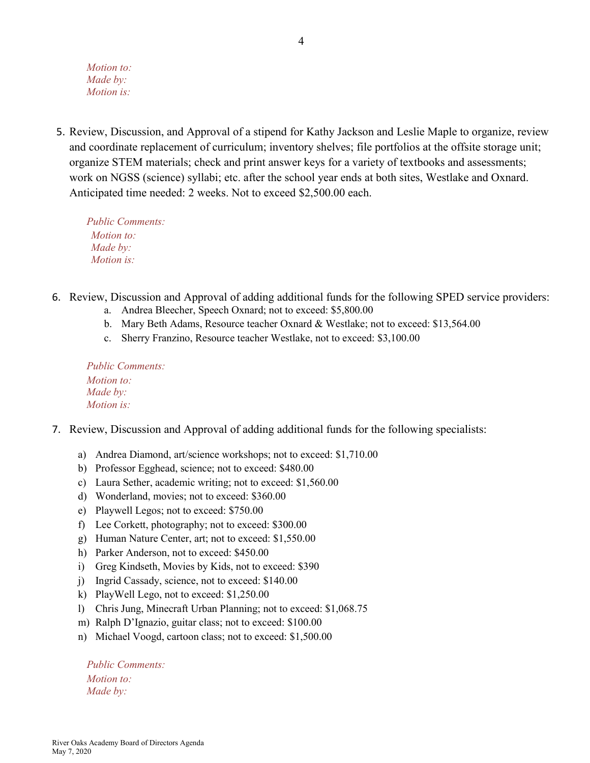*Motion to:*
*Made by:*
*Motion is:*

5. Review, Discussion, and Approval of a stipend for Kathy Jackson and Leslie Maple to organize, review and coordinate replacement of curriculum; inventory shelves; file portfolios at the offsite storage unit; organize STEM materials; check and print answer keys for a variety of textbooks and assessments; work on NGSS (science) syllabi; etc. after the school year ends at both sites, Westlake and Oxnard. Anticipated time needed: 2 weeks. Not to exceed $2,500.00 each.

   *Public Comments:*
   *Motion to:*
   *Made by:*
   *Motion is:*

6. Review, Discussion and Approval of adding additional funds for the following SPED service providers:
   a. Andrea Bleecher, Speech Oxnard; not to exceed: $5,800.00
   b. Mary Beth Adams, Resource teacher Oxnard & Westlake; not to exceed: $13,564.00
   c. Sherry Franzino, Resource teacher Westlake, not to exceed: $3,100.00

   *Public Comments:*
   *Motion to:*
   *Made by:*
   *Motion is:*

7. Review, Discussion and Approval of adding additional funds for the following specialists:

   a) Andrea Diamond, art/science workshops; not to exceed: $1,710.00
   b) Professor Egghead, science; not to exceed: $480.00
   c) Laura Sether, academic writing; not to exceed: $1,560.00
   d) Wonderland, movies; not to exceed: $360.00
   e) Playwell Legos; not to exceed: $750.00
   f) Lee Corkett, photography; not to exceed: $300.00
   g) Human Nature Center, art; not to exceed: $1,550.00
   h) Parker Anderson, not to exceed: $450.00
   i) Greg Kindseth, Movies by Kids, not to exceed: $390
   j) Ingrid Cassady, science, not to exceed: $140.00
   k) PlayWell Lego, not to exceed: $1,250.00
   l) Chris Jung, Minecraft Urban Planning; not to exceed: $1,068.75
   m) Ralph D'Ignazio, guitar class; not to exceed: $100.00
   n) Michael Voogd, cartoon class; not to exceed: $1,500.00

   *Public Comments:*
   *Motion to:*
   *Made by:*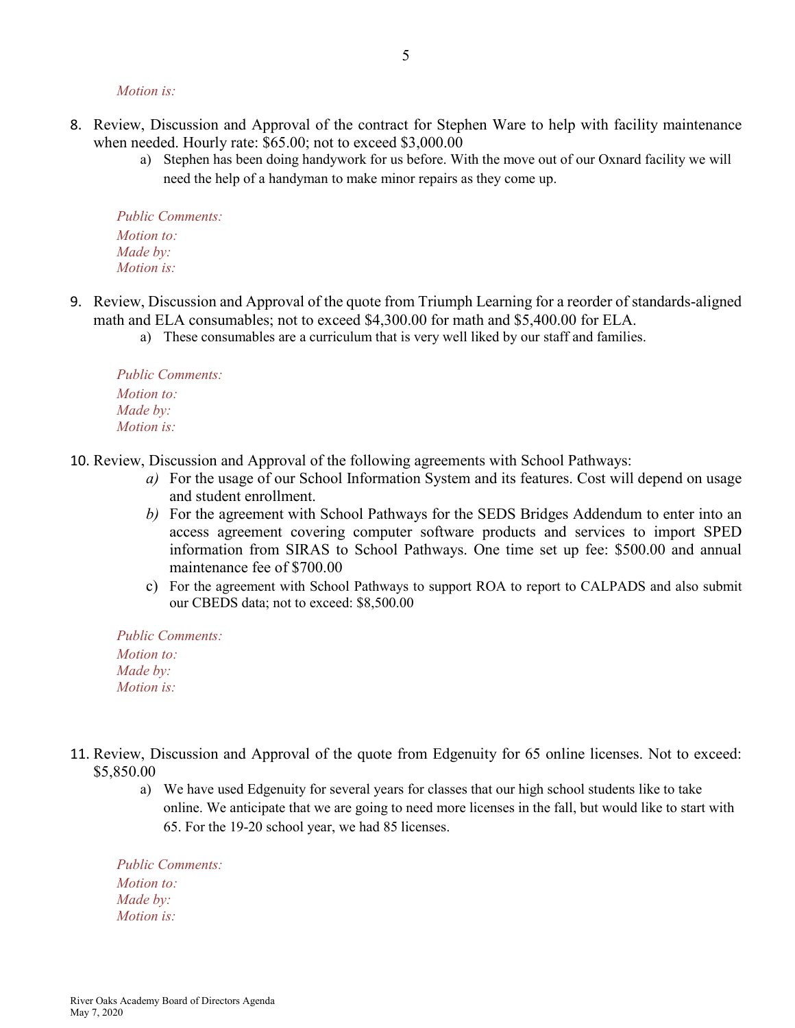*Motion is:*

8. Review, Discussion and Approval of the contract for Stephen Ware to help with facility maintenance when needed. Hourly rate: $65.00; not to exceed $3,000.00
    a) Stephen has been doing handywork for us before. With the move out of our Oxnard facility we will need the help of a handyman to make minor repairs as they come up.

*Public Comments:*
*Motion to:*
*Made by:*
*Motion is:*

9. Review, Discussion and Approval of the quote from Triumph Learning for a reorder of standards-aligned math and ELA consumables; not to exceed $4,300.00 for math and $5,400.00 for ELA.
    a) These consumables are a curriculum that is very well liked by our staff and families.

*Public Comments:*
*Motion to:*
*Made by:*
*Motion is:*

10. Review, Discussion and Approval of the following agreements with School Pathways:
    *a)* For the usage of our School Information System and its features. Cost will depend on usage and student enrollment.
    *b)* For the agreement with School Pathways for the SEDS Bridges Addendum to enter into an access agreement covering computer software products and services to import SPED information from SIRAS to School Pathways. One time set up fee: $500.00 and annual maintenance fee of $700.00
    c) For the agreement with School Pathways to support ROA to report to CALPADS and also submit our CBEDS data; not to exceed: $8,500.00

*Public Comments:*
*Motion to:*
*Made by:*
*Motion is:*

11. Review, Discussion and Approval of the quote from Edgenuity for 65 online licenses. Not to exceed: $5,850.00
    a) We have used Edgenuity for several years for classes that our high school students like to take online. We anticipate that we are going to need more licenses in the fall, but would like to start with 65. For the 19-20 school year, we had 85 licenses.

*Public Comments:*
*Motion to:*
*Made by:*
*Motion is:*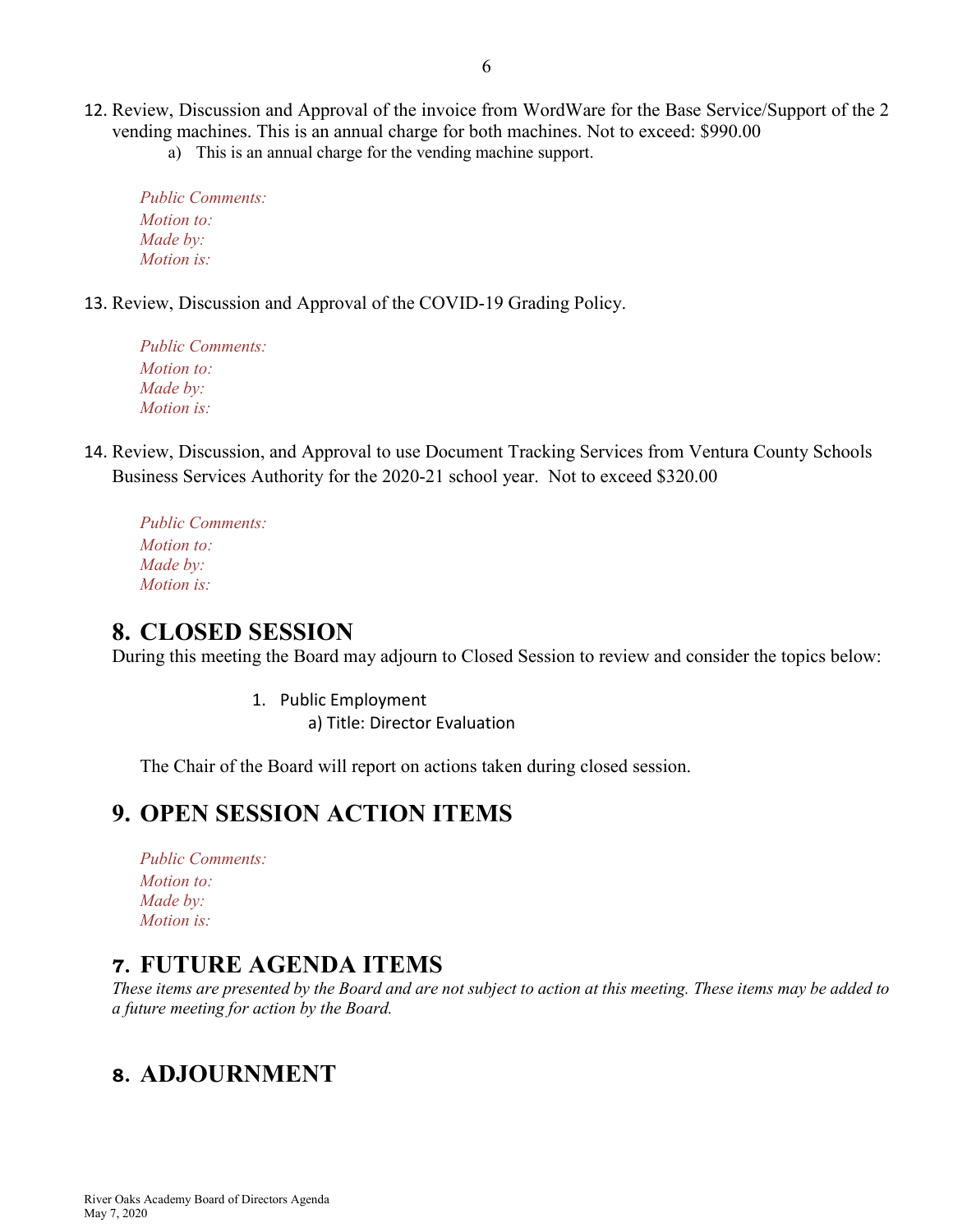12. Review, Discussion and Approval of the invoice from WordWare for the Base Service/Support of the 2 vending machines. This is an annual charge for both machines. Not to exceed: $990.00
    a) This is an annual charge for the vending machine support.

    *Public Comments:*
    *Motion to:*
    *Made by:*
    *Motion is:*

13. Review, Discussion and Approval of the COVID-19 Grading Policy.

    *Public Comments:*
    *Motion to:*
    *Made by:*
    *Motion is:*

14. Review, Discussion, and Approval to use Document Tracking Services from Ventura County Schools Business Services Authority for the 2020-21 school year. Not to exceed $320.00

    *Public Comments:*
    *Motion to:*
    *Made by:*
    *Motion is:*

## 8. CLOSED SESSION

During this meeting the Board may adjourn to Closed Session to review and consider the topics below:

1. Public Employment
   a) Title: Director Evaluation

The Chair of the Board will report on actions taken during closed session.

## 9. OPEN SESSION ACTION ITEMS

*Public Comments:*
*Motion to:*
*Made by:*
*Motion is:*

## 7. FUTURE AGENDA ITEMS

*These items are presented by the Board and are not subject to action at this meeting. These items may be added to a future meeting for action by the Board.*

## 8. ADJOURNMENT

River Oaks Academy Board of Directors Agenda
May 7, 2020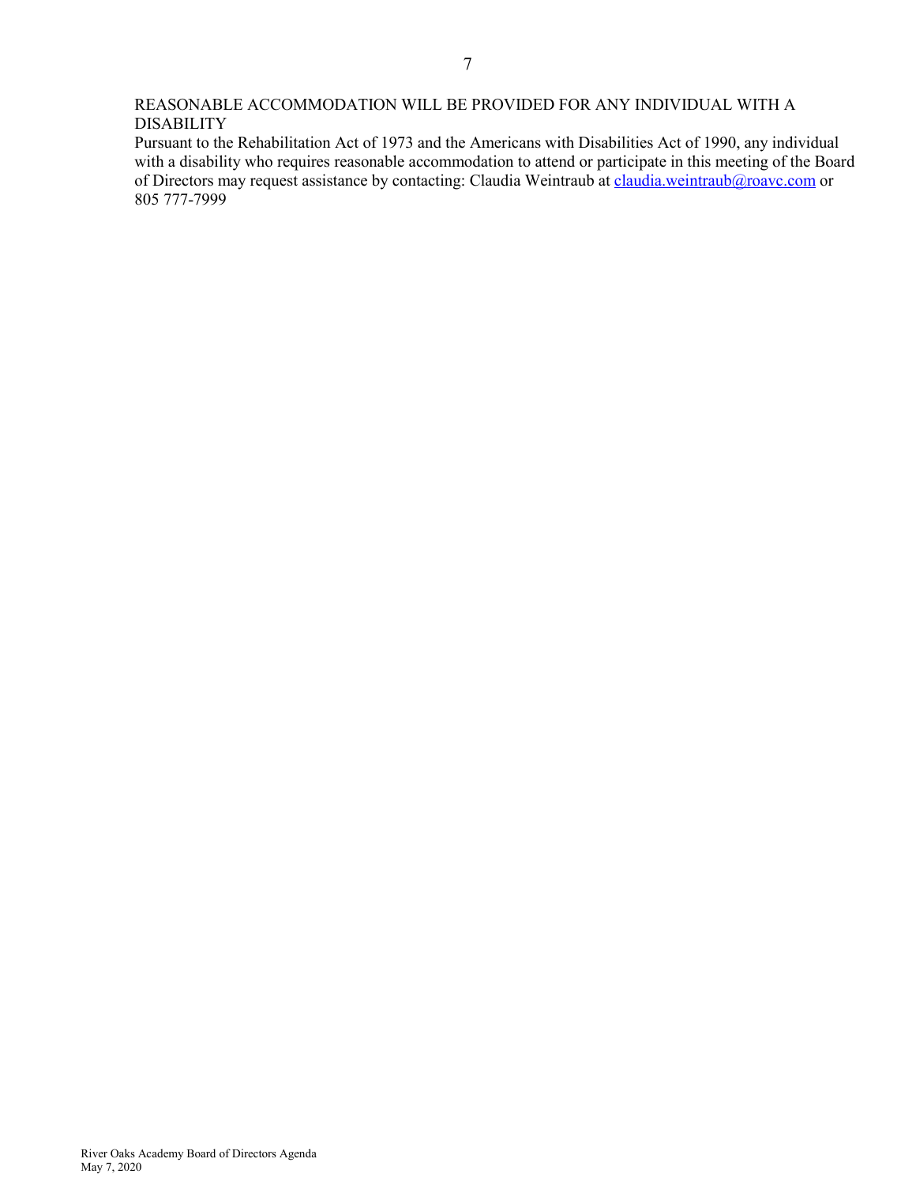REASONABLE ACCOMMODATION WILL BE PROVIDED FOR ANY INDIVIDUAL WITH A DISABILITY

Pursuant to the Rehabilitation Act of 1973 and the Americans with Disabilities Act of 1990, any individual with a disability who requires reasonable accommodation to attend or participate in this meeting of the Board of Directors may request assistance by contacting: Claudia Weintraub at claudia.weintraub@roavc.com or 805 777-7999